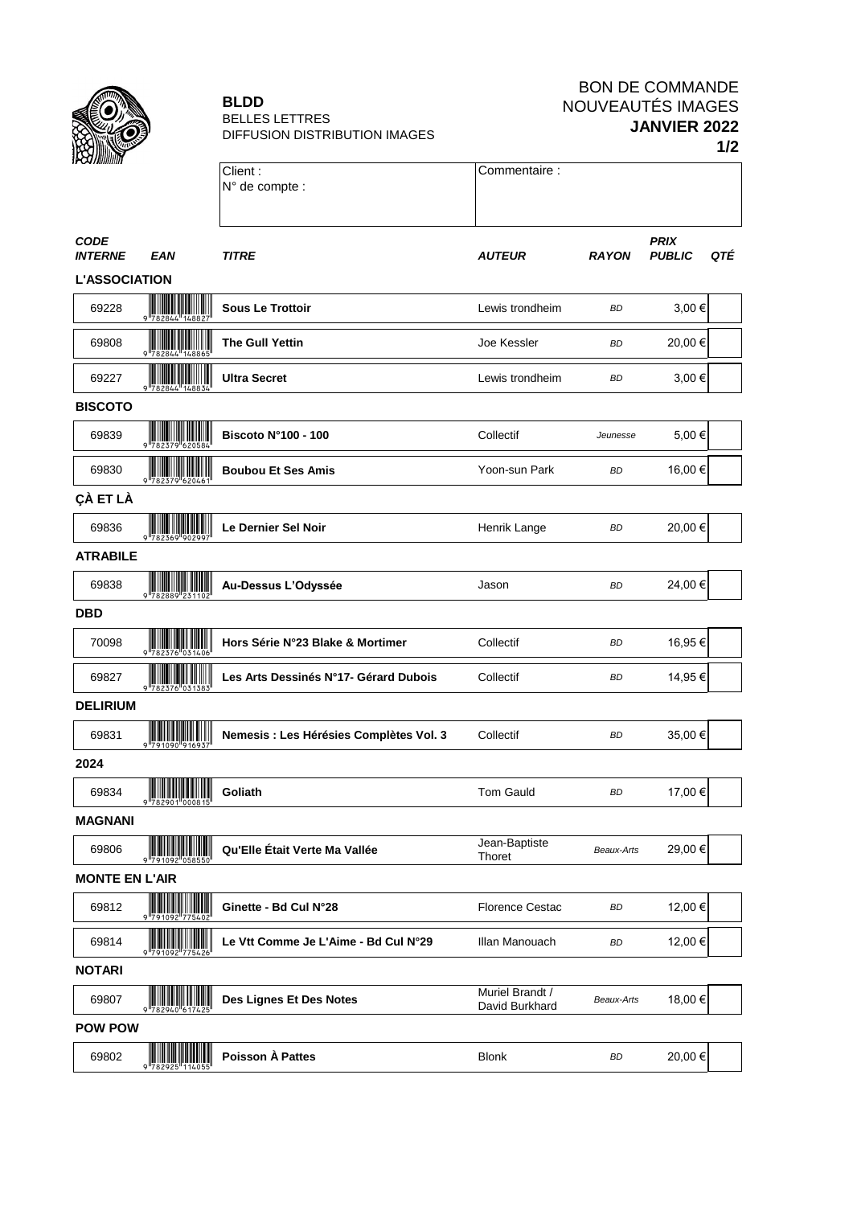**BLDD**
BELLES LETTRES
DIFFUSION DISTRIBUTION IMAGES

# BON DE COMMANDE NOUVEAUTÉS IMAGES **JANVIER 2022**

| Client : N° de compte : | Commentaire : |
|---|---|

| CODE INTERNE | EAN | TITRE | AUTEUR | RAYON | PRIX PUBLIC | QTÉ |
|---|---|---|---|---|---|---|
| **L'ASSOCIATION** | | | | | | |
| 69228 | 9782844148827 | **Sous Le Trottoir** | Lewis trondheim | BD | 3,00 € | |
| 69808 | 9782844148865 | **The Gull Yettin** | Joe Kessler | BD | 20,00 € | |
| 69227 | 9782844148834 | **Ultra Secret** | Lewis trondheim | BD | 3,00 € | |
| **BISCOTO** | | | | | | |
| 69839 | 9782379620584 | **Biscoto N°100 - 100** | Collectif | Jeunesse | 5,00 € | |
| 69830 | 9782379620461 | **Boubou Et Ses Amis** | Yoon-sun Park | BD | 16,00 € | |
| **ÇÀ ET LÀ** | | | | | | |
| 69836 | 9782369902997 | **Le Dernier Sel Noir** | Henrik Lange | BD | 20,00 € | |
| **ATRABILE** | | | | | | |
| 69838 | 9782889231102 | **Au-Dessus L'Odyssée** | Jason | BD | 24,00 € | |
| **DBD** | | | | | | |
| 70098 | 9782376031406 | **Hors Série N°23 Blake & Mortimer** | Collectif | BD | 16,95 € | |
| 69827 | 9782376031383 | **Les Arts Dessinés N°17- Gérard Dubois** | Collectif | BD | 14,95 € | |
| **DELIRIUM** | | | | | | |
| 69831 | 9791090916937 | **Nemesis : Les Hérésies Complètes Vol. 3** | Collectif | BD | 35,00 € | |
| **2024** | | | | | | |
| 69834 | 9782901000815 | **Goliath** | Tom Gauld | BD | 17,00 € | |
| **MAGNANI** | | | | | | |
| 69806 | 9791092058550 | **Qu'Elle Était Verte Ma Vallée** | Jean-Baptiste Thoret | Beaux-Arts | 29,00 € | |
| **MONTE EN L'AIR** | | | | | | |
| 69812 | 9791092775402 | **Ginette - Bd Cul N°28** | Florence Cestac | BD | 12,00 € | |
| 69814 | 9791092775426 | **Le Vtt Comme Je L'Aime - Bd Cul N°29** | Illan Manouach | BD | 12,00 € | |
| **NOTARI** | | | | | | |
| 69807 | 9782940617425 | **Des Lignes Et Des Notes** | Muriel Brandt / David Burkhard | Beaux-Arts | 18,00 € | |
| **POW POW** | | | | | | |
| 69802 | 9782925114055 | **Poisson À Pattes** | Blonk | BD | 20,00 € | |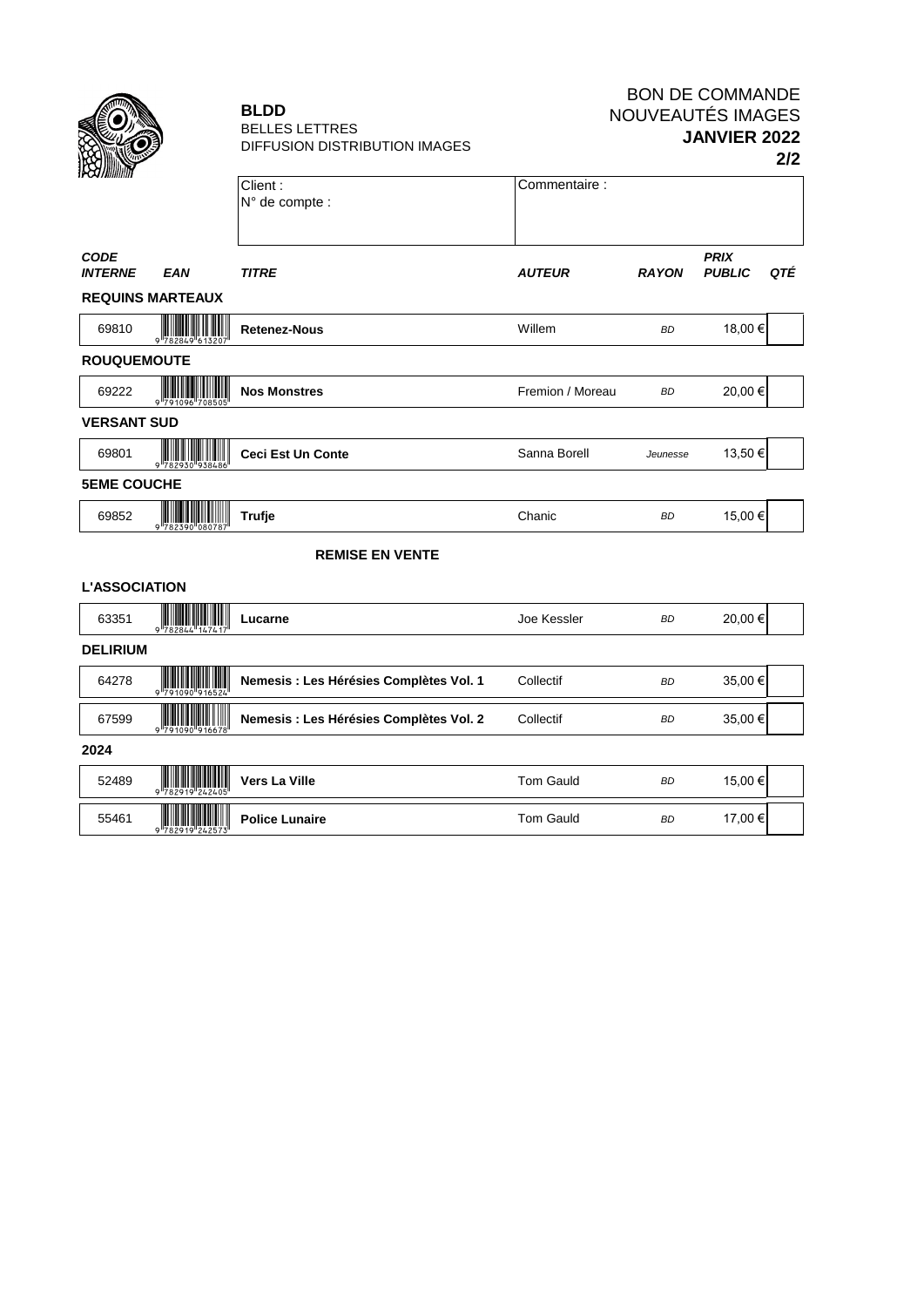**BLDD**
BELLES LETTRES
DIFFUSION DISTRIBUTION IMAGES

BON DE COMMANDE
NOUVEAUTÉS IMAGES
**JANVIER 2022**

| Client : N° de compte : | Commentaire : |
|---|---|

| *CODE INTERNE* | *EAN* | *TITRE* | *AUTEUR* | *RAYON* | *PRIX PUBLIC* | *QTÉ* |
|---|---|---|---|---|---|---|
| **REQUINS MARTEAUX** | | | | | | |
| 69810 | 9782849613207 | **Retenez-Nous** | Willem | *BD* | 18,00 € | |
| **ROUQUEMOUTE** | | | | | | |
| 69222 | 9791096708505 | **Nos Monstres** | Fremion / Moreau | *BD* | 20,00 € | |
| **VERSANT SUD** | | | | | | |
| 69801 | 9782930938486 | **Ceci Est Un Conte** | Sanna Borell | *Jeunesse* | 13,50 € | |
| **5EME COUCHE** | | | | | | |
| 69852 | 9782390080787 | **Trufje** | Chanic | *BD* | 15,00 € | |

**REMISE EN VENTE**

| *CODE INTERNE* | *EAN* | *TITRE* | *AUTEUR* | *RAYON* | *PRIX PUBLIC* | *QTÉ* |
|---|---|---|---|---|---|---|
| **L'ASSOCIATION** | | | | | | |
| 63351 | 9782844147417 | **Lucarne** | Joe Kessler | *BD* | 20,00 € | |
| **DELIRIUM** | | | | | | |
| 64278 | 9791090916524 | **Nemesis : Les Hérésies Complètes Vol. 1** | Collectif | *BD* | 35,00 € | |
| 67599 | 9791090916678 | **Nemesis : Les Hérésies Complètes Vol. 2** | Collectif | *BD* | 35,00 € | |
| **2024** | | | | | | |
| 52489 | 9782919242405 | **Vers La Ville** | Tom Gauld | *BD* | 15,00 € | |
| 55461 | 9782919242573 | **Police Lunaire** | Tom Gauld | *BD* | 17,00 € | |